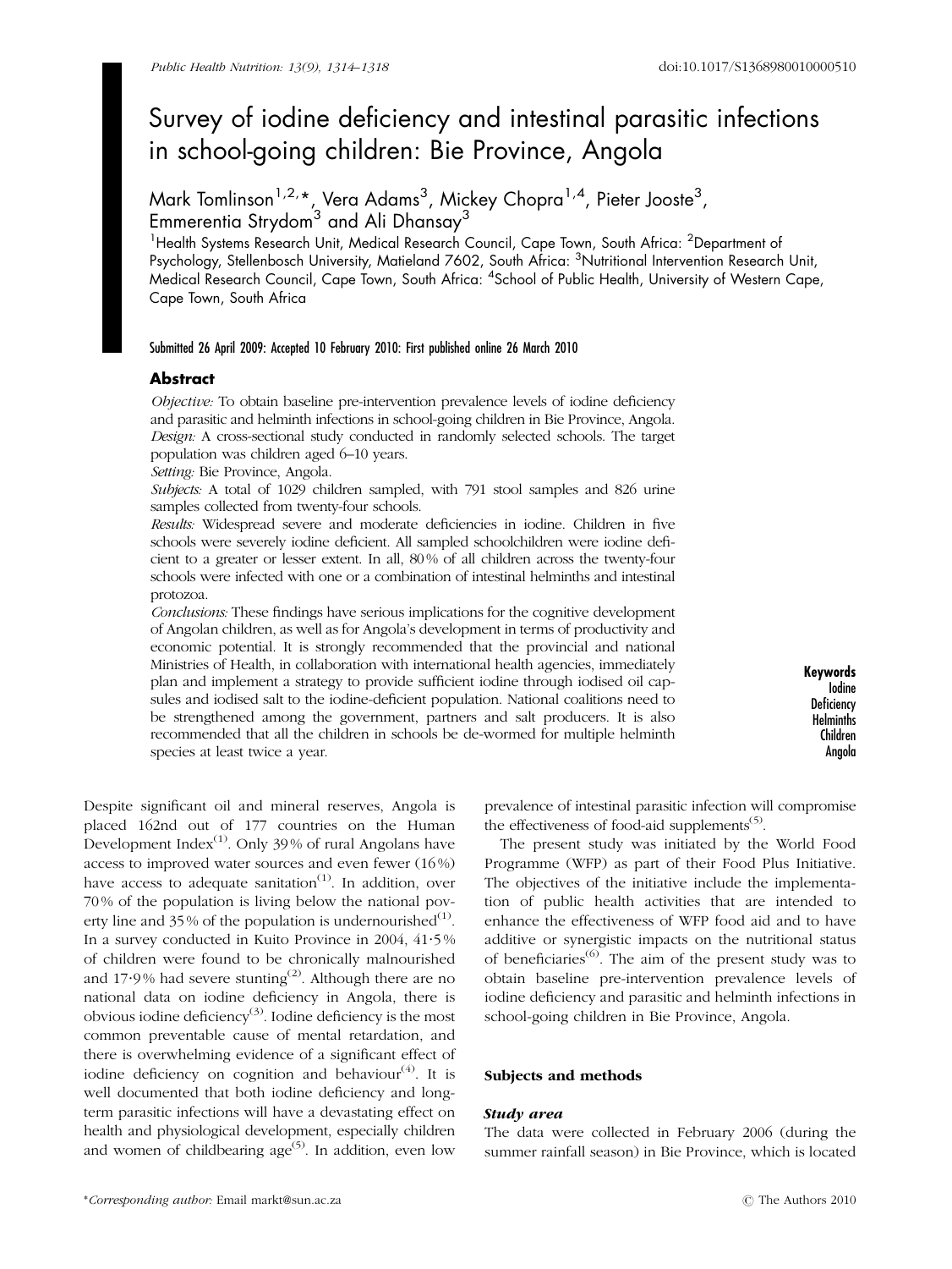# Survey of iodine deficiency and intestinal parasitic infections in school-going children: Bie Province, Angola

Mark Tomlinson[1,2,*], Vera Adams[3], Mickey Chopra[1,4], Pieter Jooste[3], Emmerentia Strydom[3] and Ali Dhansay[3]

[1]Health Systems Research Unit, Medical Research Council, Cape Town, South Africa: [2]Department of Psychology, Stellenbosch University, Matieland 7602, South Africa: [3]Nutritional Intervention Research Unit, Medical Research Council, Cape Town, South Africa: [4]School of Public Health, University of Western Cape, Cape Town, South Africa

Submitted 26 April 2009: Accepted 10 February 2010: First published online 26 March 2010

## Abstract

*Objective:* To obtain baseline pre-intervention prevalence levels of iodine deficiency and parasitic and helminth infections in school-going children in Bie Province, Angola.

*Design:* A cross-sectional study conducted in randomly selected schools. The target population was children aged 6–10 years.

*Setting:* Bie Province, Angola.

*Subjects:* A total of 1029 children sampled, with 791 stool samples and 826 urine samples collected from twenty-four schools.

*Results:* Widespread severe and moderate deficiencies in iodine. Children in five schools were severely iodine deficient. All sampled schoolchildren were iodine deficient to a greater or lesser extent. In all, 80 % of all children across the twenty-four schools were infected with one or a combination of intestinal helminths and intestinal protozoa.

*Conclusions:* These findings have serious implications for the cognitive development of Angolan children, as well as for Angola's development in terms of productivity and economic potential. It is strongly recommended that the provincial and national Ministries of Health, in collaboration with international health agencies, immediately plan and implement a strategy to provide sufficient iodine through iodised oil capsules and iodised salt to the iodine-deficient population. National coalitions need to be strengthened among the government, partners and salt producers. It is also recommended that all the children in schools be de-wormed for multiple helminth species at least twice a year.

**Keywords**
Iodine
Deficiency
Helminths
Children
Angola

Despite significant oil and mineral reserves, Angola is placed 162nd out of 177 countries on the Human Development Index[1]. Only 39 % of rural Angolans have access to improved water sources and even fewer (16 %) have access to adequate sanitation[1]. In addition, over 70 % of the population is living below the national poverty line and 35 % of the population is undernourished[1]. In a survey conducted in Kuito Province in 2004, 41·5 % of children were found to be chronically malnourished and 17·9 % had severe stunting[2]. Although there are no national data on iodine deficiency in Angola, there is obvious iodine deficiency[3]. Iodine deficiency is the most common preventable cause of mental retardation, and there is overwhelming evidence of a significant effect of iodine deficiency on cognition and behaviour[4]. It is well documented that both iodine deficiency and long-term parasitic infections will have a devastating effect on health and physiological development, especially children and women of childbearing age[5]. In addition, even low prevalence of intestinal parasitic infection will compromise the effectiveness of food-aid supplements[5].

The present study was initiated by the World Food Programme (WFP) as part of their Food Plus Initiative. The objectives of the initiative include the implementation of public health activities that are intended to enhance the effectiveness of WFP food aid and to have additive or synergistic impacts on the nutritional status of beneficiaries[6]. The aim of the present study was to obtain baseline pre-intervention prevalence levels of iodine deficiency and parasitic and helminth infections in school-going children in Bie Province, Angola.

## Subjects and methods

### Study area

The data were collected in February 2006 (during the summer rainfall season) in Bie Province, which is located

*Corresponding author: Email markt@sun.ac.za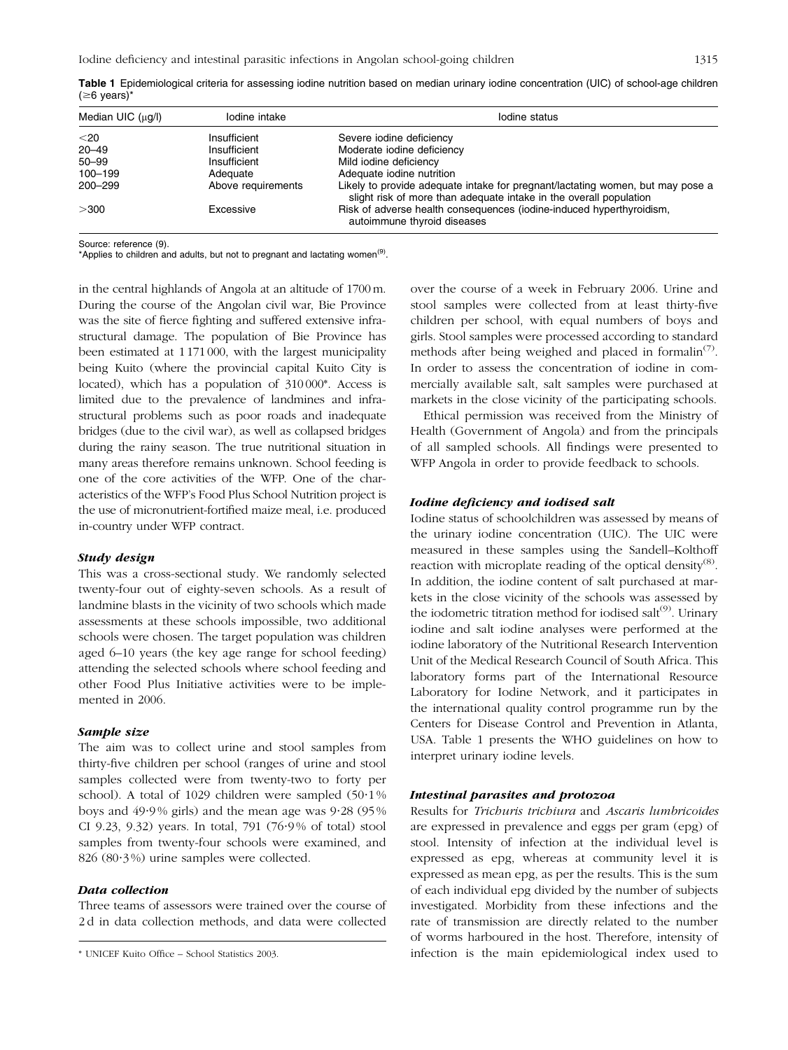**Table 1** Epidemiological criteria for assessing iodine nutrition based on median urinary iodine concentration (UIC) of school-age children (≥6 years)*

| Median UIC (μg/l) | Iodine intake | Iodine status |
|---|---|---|
| <20 | Insufficient | Severe iodine deficiency |
| 20–49 | Insufficient | Moderate iodine deficiency |
| 50–99 | Insufficient | Mild iodine deficiency |
| 100–199 | Adequate | Adequate iodine nutrition |
| 200–299 | Above requirements | Likely to provide adequate intake for pregnant/lactating women, but may pose a slight risk of more than adequate intake in the overall population |
| >300 | Excessive | Risk of adverse health consequences (iodine-induced hyperthyroidism, autoimmune thyroid diseases |

Source: reference (9).
*Applies to children and adults, but not to pregnant and lactating women[9].

in the central highlands of Angola at an altitude of 1700 m. During the course of the Angolan civil war, Bie Province was the site of fierce fighting and suffered extensive infrastructural damage. The population of Bie Province has been estimated at 1 171 000, with the largest municipality being Kuito (where the provincial capital Kuito City is located), which has a population of 310 000*. Access is limited due to the prevalence of landmines and infrastructural problems such as poor roads and inadequate bridges (due to the civil war), as well as collapsed bridges during the rainy season. The true nutritional situation in many areas therefore remains unknown. School feeding is one of the core activities of the WFP. One of the characteristics of the WFP's Food Plus School Nutrition project is the use of micronutrient-fortified maize meal, i.e. produced in-country under WFP contract.

### *Study design*

This was a cross-sectional study. We randomly selected twenty-four out of eighty-seven schools. As a result of landmine blasts in the vicinity of two schools which made assessments at these schools impossible, two additional schools were chosen. The target population was children aged 6–10 years (the key age range for school feeding) attending the selected schools where school feeding and other Food Plus Initiative activities were to be implemented in 2006.

### *Sample size*

The aim was to collect urine and stool samples from thirty-five children per school (ranges of urine and stool samples collected were from twenty-two to forty per school). A total of 1029 children were sampled (50·1% boys and 49·9% girls) and the mean age was 9·28 (95% CI 9.23, 9.32) years. In total, 791 (76·9% of total) stool samples from twenty-four schools were examined, and 826 (80·3%) urine samples were collected.

### *Data collection*

Three teams of assessors were trained over the course of 2 d in data collection methods, and data were collected over the course of a week in February 2006. Urine and stool samples were collected from at least thirty-five children per school, with equal numbers of boys and girls. Stool samples were processed according to standard methods after being weighed and placed in formalin[7]. In order to assess the concentration of iodine in commercially available salt, salt samples were purchased at markets in the close vicinity of the participating schools.

Ethical permission was received from the Ministry of Health (Government of Angola) and from the principals of all sampled schools. All findings were presented to WFP Angola in order to provide feedback to schools.

### *Iodine deficiency and iodised salt*

Iodine status of schoolchildren was assessed by means of the urinary iodine concentration (UIC). The UIC were measured in these samples using the Sandell–Kolthoff reaction with microplate reading of the optical density[8]. In addition, the iodine content of salt purchased at markets in the close vicinity of the schools was assessed by the iodometric titration method for iodised salt[9]. Urinary iodine and salt iodine analyses were performed at the iodine laboratory of the Nutritional Research Intervention Unit of the Medical Research Council of South Africa. This laboratory forms part of the International Resource Laboratory for Iodine Network, and it participates in the international quality control programme run by the Centers for Disease Control and Prevention in Atlanta, USA. Table 1 presents the WHO guidelines on how to interpret urinary iodine levels.

### *Intestinal parasites and protozoa*

Results for *Trichuris trichiura* and *Ascaris lumbricoides* are expressed in prevalence and eggs per gram (epg) of stool. Intensity of infection at the individual level is expressed as epg, whereas at community level it is expressed as mean epg, as per the results. This is the sum of each individual epg divided by the number of subjects investigated. Morbidity from these infections and the rate of transmission are directly related to the number of worms harboured in the host. Therefore, intensity of infection is the main epidemiological index used to

\* UNICEF Kuito Office – School Statistics 2003.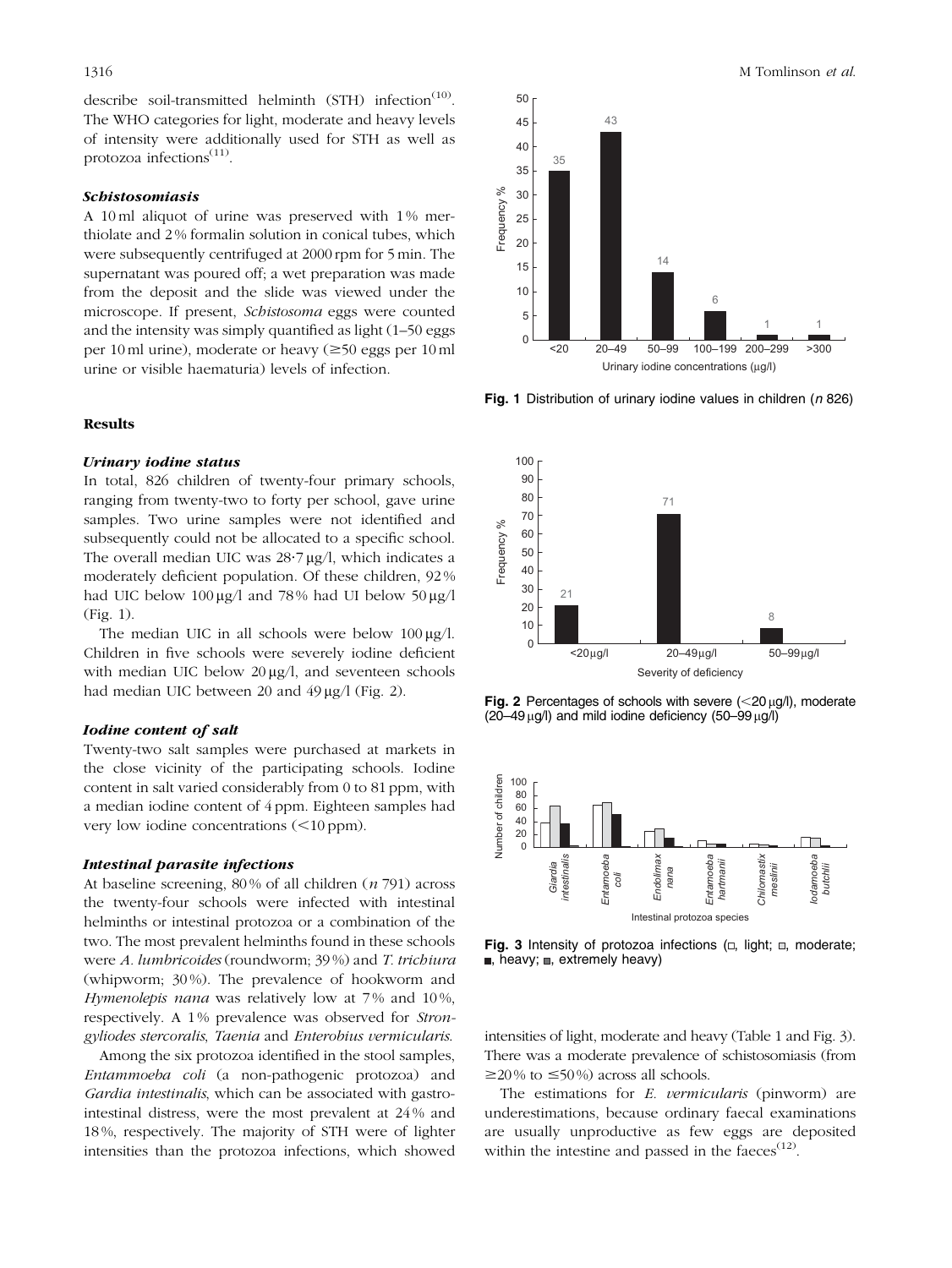describe soil-transmitted helminth (STH) infection[10]. The WHO categories for light, moderate and heavy levels of intensity were additionally used for STH as well as protozoa infections[11].

### *Schistosomiasis*

A 10 ml aliquot of urine was preserved with 1 % merthiolate and 2 % formalin solution in conical tubes, which were subsequently centrifuged at 2000 rpm for 5 min. The supernatant was poured off; a wet preparation was made from the deposit and the slide was viewed under the microscope. If present, *Schistosoma* eggs were counted and the intensity was simply quantified as light (1–50 eggs per 10 ml urine), moderate or heavy (≥50 eggs per 10 ml urine or visible haematuria) levels of infection.

Fig. 1 Distribution of urinary iodine values in children (*n* 826)

## Results

### *Urinary iodine status*

In total, 826 children of twenty-four primary schools, ranging from twenty-two to forty per school, gave urine samples. Two urine samples were not identified and subsequently could not be allocated to a specific school. The overall median UIC was 28·7 μg/l, which indicates a moderately deficient population. Of these children, 92 % had UIC below 100 μg/l and 78 % had UI below 50 μg/l (Fig. 1).

The median UIC in all schools were below 100 μg/l. Children in five schools were severely iodine deficient with median UIC below 20 μg/l, and seventeen schools had median UIC between 20 and 49 μg/l (Fig. 2).

Fig. 2 Percentages of schools with severe (<20 μg/l), moderate (20–49 μg/l) and mild iodine deficiency (50–99 μg/l)

### *Iodine content of salt*

Twenty-two salt samples were purchased at markets in the close vicinity of the participating schools. Iodine content in salt varied considerably from 0 to 81 ppm, with a median iodine content of 4 ppm. Eighteen samples had very low iodine concentrations (<10 ppm).

### *Intestinal parasite infections*

At baseline screening, 80 % of all children (*n* 791) across the twenty-four schools were infected with intestinal helminths or intestinal protozoa or a combination of the two. The most prevalent helminths found in these schools were *A. lumbricoides* (roundworm; 39 %) and *T. trichiura* (whipworm; 30 %). The prevalence of hookworm and *Hymenolepis nana* was relatively low at 7 % and 10 %, respectively. A 1 % prevalence was observed for *Strongyliodes stercoralis*, *Taenia* and *Enterobius vermicularis*.

Among the six protozoa identified in the stool samples, *Entammoeba coli* (a non-pathogenic protozoa) and *Gardia intestinalis*, which can be associated with gastrointestinal distress, were the most prevalent at 24 % and 18 %, respectively. The majority of STH were of lighter intensities than the protozoa infections, which showed intensities of light, moderate and heavy (Table 1 and Fig. 3). There was a moderate prevalence of schistosomiasis (from ≥20 % to ≤50 %) across all schools.

Fig. 3 Intensity of protozoa infections (□, light; ▨, moderate; ■, heavy; ▩, extremely heavy)

The estimations for *E. vermicularis* (pinworm) are underestimations, because ordinary faecal examinations are usually unproductive as few eggs are deposited within the intestine and passed in the faeces[12].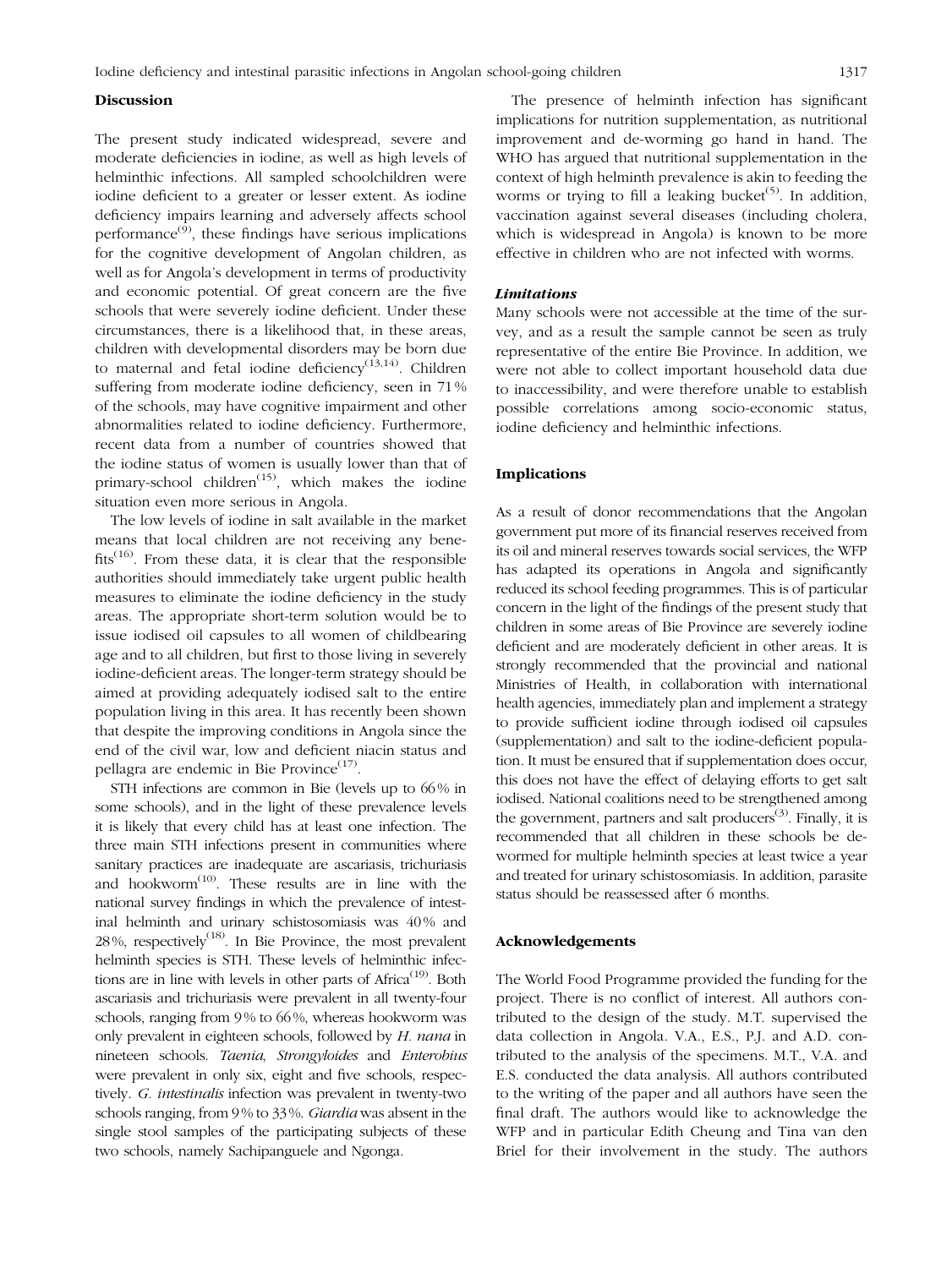## Discussion

The present study indicated widespread, severe and moderate deficiencies in iodine, as well as high levels of helminthic infections. All sampled schoolchildren were iodine deficient to a greater or lesser extent. As iodine deficiency impairs learning and adversely affects school performance[9], these findings have serious implications for the cognitive development of Angolan children, as well as for Angola's development in terms of productivity and economic potential. Of great concern are the five schools that were severely iodine deficient. Under these circumstances, there is a likelihood that, in these areas, children with developmental disorders may be born due to maternal and fetal iodine deficiency[13,14]. Children suffering from moderate iodine deficiency, seen in 71% of the schools, may have cognitive impairment and other abnormalities related to iodine deficiency. Furthermore, recent data from a number of countries showed that the iodine status of women is usually lower than that of primary-school children[15], which makes the iodine situation even more serious in Angola.

The low levels of iodine in salt available in the market means that local children are not receiving any benefits[16]. From these data, it is clear that the responsible authorities should immediately take urgent public health measures to eliminate the iodine deficiency in the study areas. The appropriate short-term solution would be to issue iodised oil capsules to all women of childbearing age and to all children, but first to those living in severely iodine-deficient areas. The longer-term strategy should be aimed at providing adequately iodised salt to the entire population living in this area. It has recently been shown that despite the improving conditions in Angola since the end of the civil war, low and deficient niacin status and pellagra are endemic in Bie Province[17].

STH infections are common in Bie (levels up to 66% in some schools), and in the light of these prevalence levels it is likely that every child has at least one infection. The three main STH infections present in communities where sanitary practices are inadequate are ascariasis, trichuriasis and hookworm[10]. These results are in line with the national survey findings in which the prevalence of intestinal helminth and urinary schistosomiasis was 40% and 28%, respectively[18]. In Bie Province, the most prevalent helminth species is STH. These levels of helminthic infections are in line with levels in other parts of Africa[19]. Both ascariasis and trichuriasis were prevalent in all twenty-four schools, ranging from 9% to 66%, whereas hookworm was only prevalent in eighteen schools, followed by *H. nana* in nineteen schools. *Taenia*, *Strongyloides* and *Enterobius* were prevalent in only six, eight and five schools, respectively. *G. intestinalis* infection was prevalent in twenty-two schools ranging, from 9% to 33%. *Giardia* was absent in the single stool samples of the participating subjects of these two schools, namely Sachipanguele and Ngonga.

The presence of helminth infection has significant implications for nutrition supplementation, as nutritional improvement and de-worming go hand in hand. The WHO has argued that nutritional supplementation in the context of high helminth prevalence is akin to feeding the worms or trying to fill a leaking bucket[5]. In addition, vaccination against several diseases (including cholera, which is widespread in Angola) is known to be more effective in children who are not infected with worms.

### *Limitations*

Many schools were not accessible at the time of the survey, and as a result the sample cannot be seen as truly representative of the entire Bie Province. In addition, we were not able to collect important household data due to inaccessibility, and were therefore unable to establish possible correlations among socio-economic status, iodine deficiency and helminthic infections.

## Implications

As a result of donor recommendations that the Angolan government put more of its financial reserves received from its oil and mineral reserves towards social services, the WFP has adapted its operations in Angola and significantly reduced its school feeding programmes. This is of particular concern in the light of the findings of the present study that children in some areas of Bie Province are severely iodine deficient and are moderately deficient in other areas. It is strongly recommended that the provincial and national Ministries of Health, in collaboration with international health agencies, immediately plan and implement a strategy to provide sufficient iodine through iodised oil capsules (supplementation) and salt to the iodine-deficient population. It must be ensured that if supplementation does occur, this does not have the effect of delaying efforts to get salt iodised. National coalitions need to be strengthened among the government, partners and salt producers[3]. Finally, it is recommended that all children in these schools be de-wormed for multiple helminth species at least twice a year and treated for urinary schistosomiasis. In addition, parasite status should be reassessed after 6 months.

## Acknowledgements

The World Food Programme provided the funding for the project. There is no conflict of interest. All authors contributed to the design of the study. M.T. supervised the data collection in Angola. V.A., E.S., P.J. and A.D. contributed to the analysis of the specimens. M.T., V.A. and E.S. conducted the data analysis. All authors contributed to the writing of the paper and all authors have seen the final draft. The authors would like to acknowledge the WFP and in particular Edith Cheung and Tina van den Briel for their involvement in the study. The authors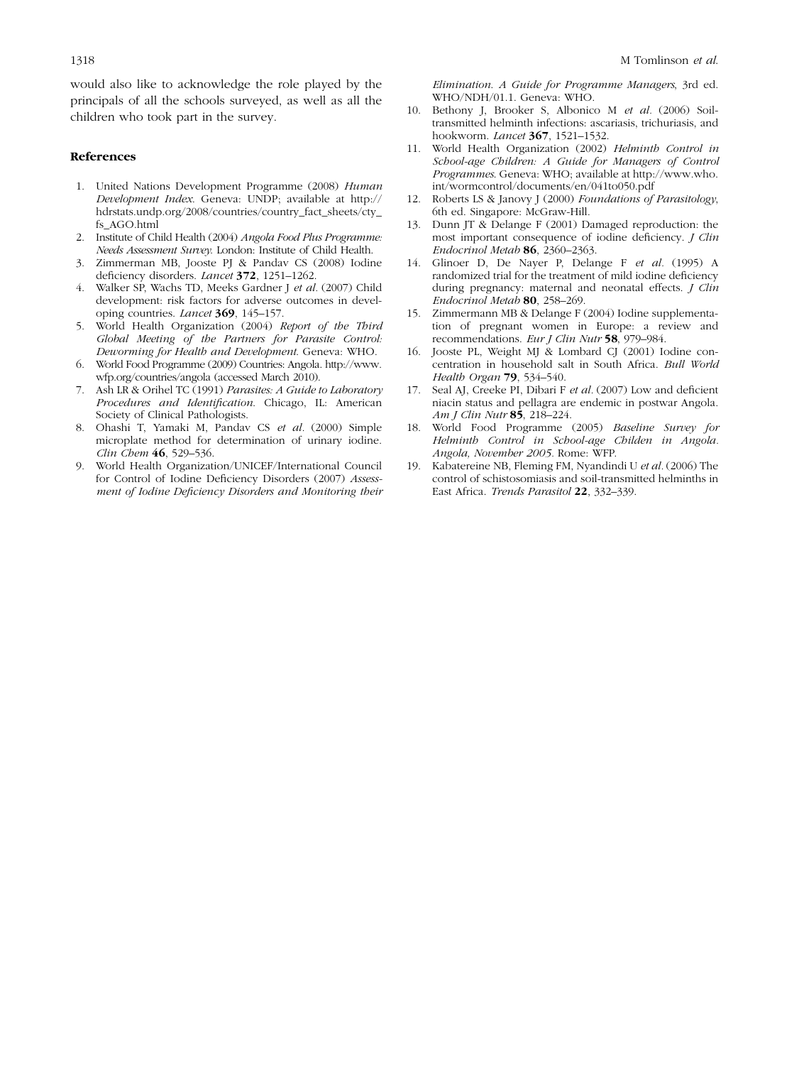would also like to acknowledge the role played by the principals of all the schools surveyed, as well as all the children who took part in the survey.

## References

1. United Nations Development Programme (2008) *Human Development Index*. Geneva: UNDP; available at http://hdrstats.undp.org/2008/countries/country_fact_sheets/cty_fs_AGO.html
2. Institute of Child Health (2004) *Angola Food Plus Programme: Needs Assessment Survey*. London: Institute of Child Health.
3. Zimmerman MB, Jooste PJ & Pandav CS (2008) Iodine deficiency disorders. *Lancet* **372**, 1251–1262.
4. Walker SP, Wachs TD, Meeks Gardner J *et al*. (2007) Child development: risk factors for adverse outcomes in developing countries. *Lancet* **369**, 145–157.
5. World Health Organization (2004) *Report of the Third Global Meeting of the Partners for Parasite Control: Deworming for Health and Development*. Geneva: WHO.
6. World Food Programme (2009) Countries: Angola. http://www.wfp.org/countries/angola (accessed March 2010).
7. Ash LR & Orihel TC (1991) *Parasites: A Guide to Laboratory Procedures and Identification*. Chicago, IL: American Society of Clinical Pathologists.
8. Ohashi T, Yamaki M, Pandav CS *et al*. (2000) Simple microplate method for determination of urinary iodine. *Clin Chem* **46**, 529–536.
9. World Health Organization/UNICEF/International Council for Control of Iodine Deficiency Disorders (2007) *Assessment of Iodine Deficiency Disorders and Monitoring their Elimination. A Guide for Programme Managers*, 3rd ed. WHO/NDH/01.1. Geneva: WHO.
10. Bethony J, Brooker S, Albonico M *et al*. (2006) Soil-transmitted helminth infections: ascariasis, trichuriasis, and hookworm. *Lancet* **367**, 1521–1532.
11. World Health Organization (2002) *Helminth Control in School-age Children: A Guide for Managers of Control Programmes*. Geneva: WHO; available at http://www.who.int/wormcontrol/documents/en/041to050.pdf
12. Roberts LS & Janovy J (2000) *Foundations of Parasitology*, 6th ed. Singapore: McGraw-Hill.
13. Dunn JT & Delange F (2001) Damaged reproduction: the most important consequence of iodine deficiency. *J Clin Endocrinol Metab* **86**, 2360–2363.
14. Glinoer D, De Nayer P, Delange F *et al*. (1995) A randomized trial for the treatment of mild iodine deficiency during pregnancy: maternal and neonatal effects. *J Clin Endocrinol Metab* **80**, 258–269.
15. Zimmermann MB & Delange F (2004) Iodine supplementation of pregnant women in Europe: a review and recommendations. *Eur J Clin Nutr* **58**, 979–984.
16. Jooste PL, Weight MJ & Lombard CJ (2001) Iodine concentration in household salt in South Africa. *Bull World Health Organ* **79**, 534–540.
17. Seal AJ, Creeke PI, Dibari F *et al*. (2007) Low and deficient niacin status and pellagra are endemic in postwar Angola. *Am J Clin Nutr* **85**, 218–224.
18. World Food Programme (2005) *Baseline Survey for Helminth Control in School-age Childen in Angola. Angola, November 2005*. Rome: WFP.
19. Kabatereine NB, Fleming FM, Nyandindi U *et al*. (2006) The control of schistosomiasis and soil-transmitted helminths in East Africa. *Trends Parasitol* **22**, 332–339.